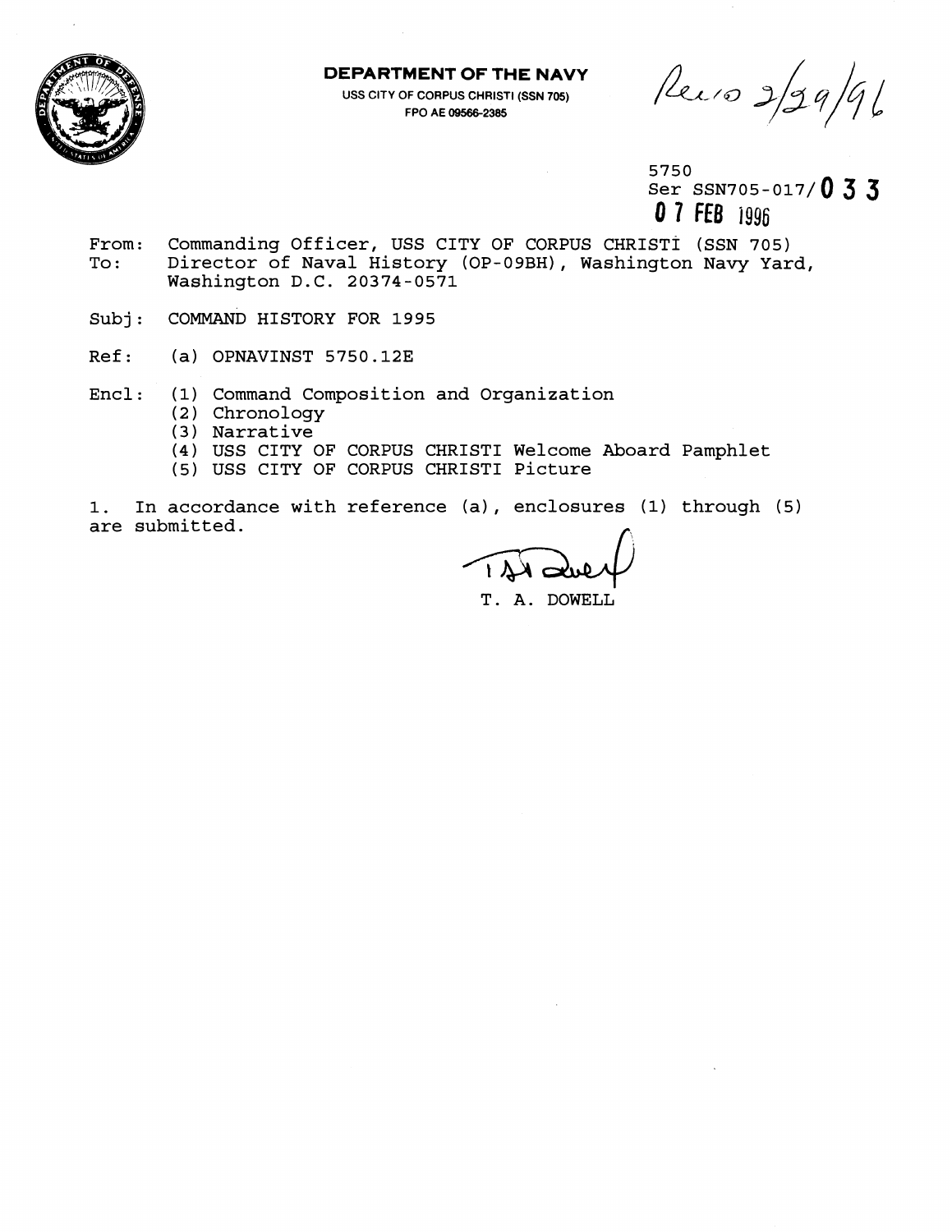**DEPARTMENT OF THE NAVY**
USS CITY OF CORPUS CHRISTI (SSN 705)
FPO AE 09566-2385

Rec'd 2/29/96

5750
Ser SSN705-017/**033**
**07 FEB 1996**

From: Commanding Officer, USS CITY OF CORPUS CHRISTI (SSN 705)
To: Director of Naval History (OP-09BH), Washington Navy Yard, Washington D.C. 20374-0571

Subj: COMMAND HISTORY FOR 1995

Ref: (a) OPNAVINST 5750.12E

Encl: (1) Command Composition and Organization
(2) Chronology
(3) Narrative
(4) USS CITY OF CORPUS CHRISTI Welcome Aboard Pamphlet
(5) USS CITY OF CORPUS CHRISTI Picture

1. In accordance with reference (a), enclosures (1) through (5) are submitted.

T. A. DOWELL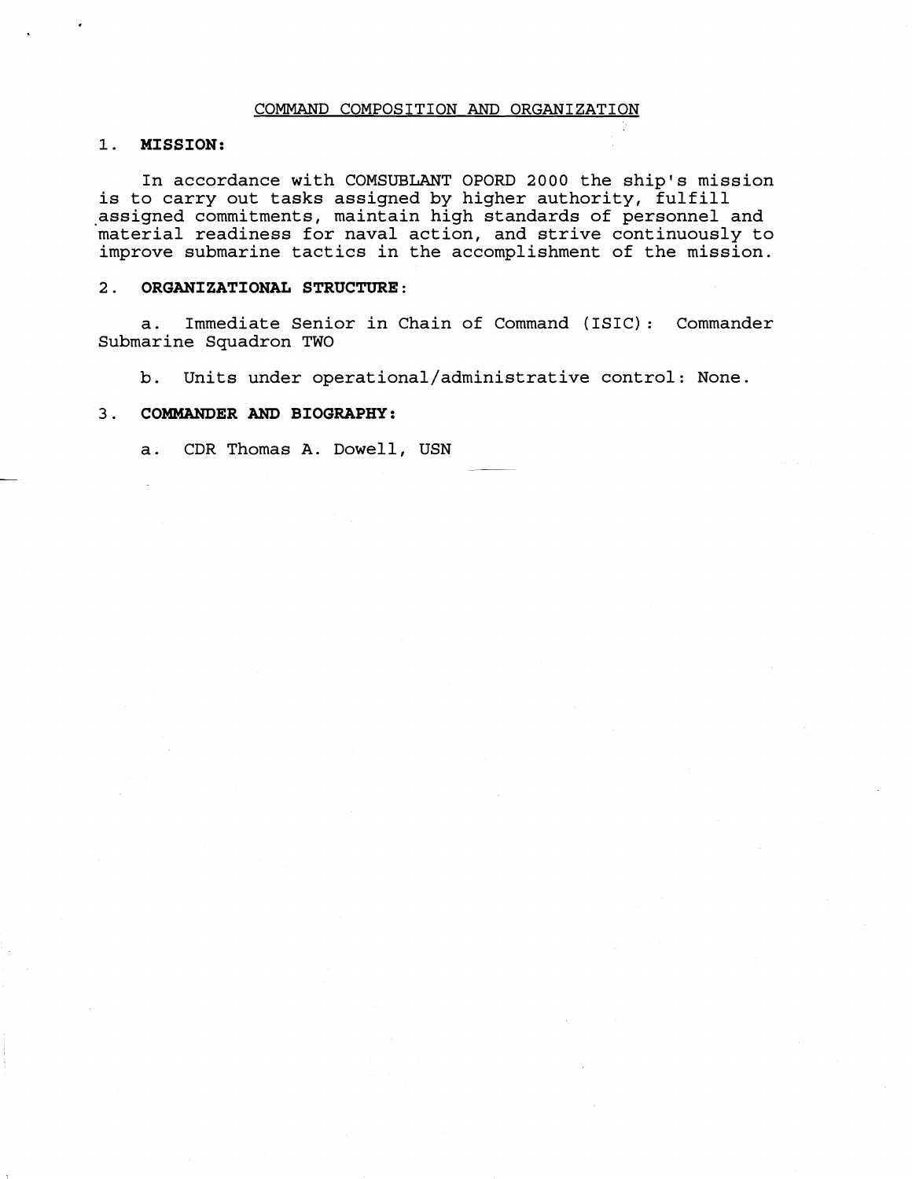# COMMAND COMPOSITION AND ORGANIZATION

## 1. **MISSION:**

In accordance with COMSUBLANT OPORD 2000 the ship's mission is to carry out tasks assigned by higher authority, fulfill assigned commitments, maintain high standards of personnel and material readiness for naval action, and strive continuously to improve submarine tactics in the accomplishment of the mission.

## 2. **ORGANIZATIONAL STRUCTURE:**

a. Immediate Senior in Chain of Command (ISIC): Commander Submarine Squadron TWO

b. Units under operational/administrative control: None.

## 3. **COMMANDER AND BIOGRAPHY:**

a. CDR Thomas A. Dowell, USN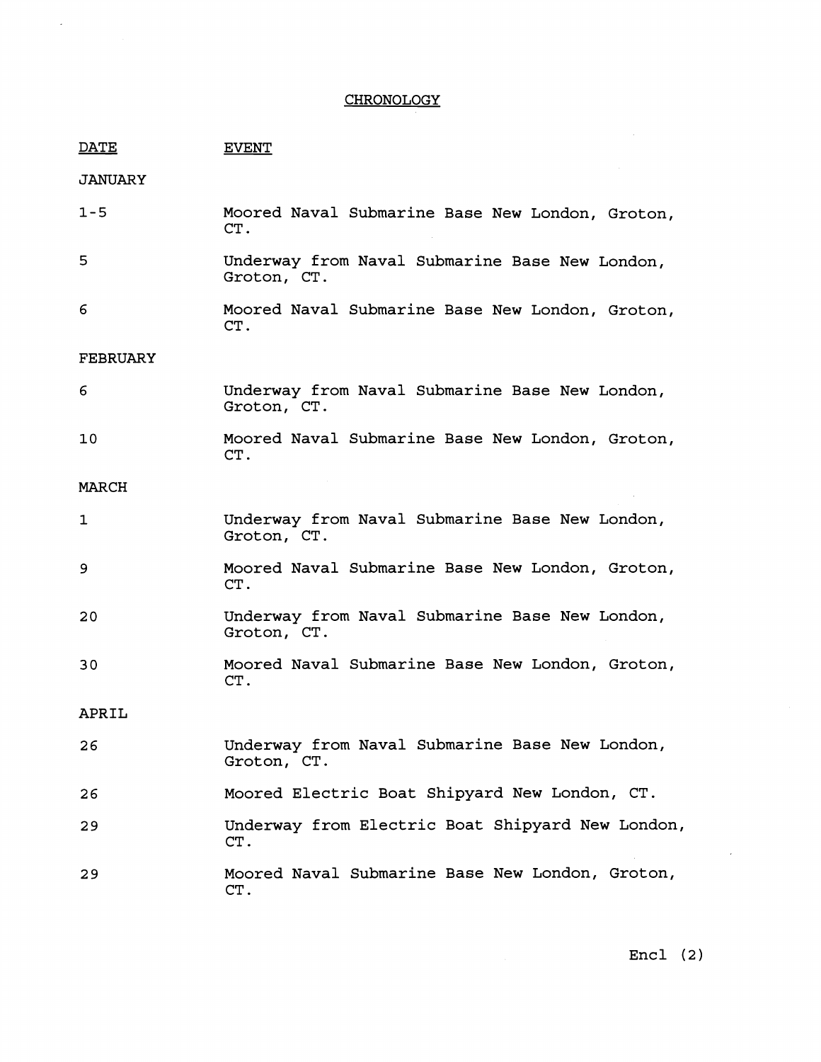# CHRONOLOGY

| DATE | EVENT |
|---|---|
| **JANUARY** | |
| 1-5 | Moored Naval Submarine Base New London, Groton, CT. |
| 5 | Underway from Naval Submarine Base New London, Groton, CT. |
| 6 | Moored Naval Submarine Base New London, Groton, CT. |
| **FEBRUARY** | |
| 6 | Underway from Naval Submarine Base New London, Groton, CT. |
| 10 | Moored Naval Submarine Base New London, Groton, CT. |
| **MARCH** | |
| 1 | Underway from Naval Submarine Base New London, Groton, CT. |
| 9 | Moored Naval Submarine Base New London, Groton, CT. |
| 20 | Underway from Naval Submarine Base New London, Groton, CT. |
| 30 | Moored Naval Submarine Base New London, Groton, CT. |
| **APRIL** | |
| 26 | Underway from Naval Submarine Base New London, Groton, CT. |
| 26 | Moored Electric Boat Shipyard New London, CT. |
| 29 | Underway from Electric Boat Shipyard New London, CT. |
| 29 | Moored Naval Submarine Base New London, Groton, CT. |

Encl (2)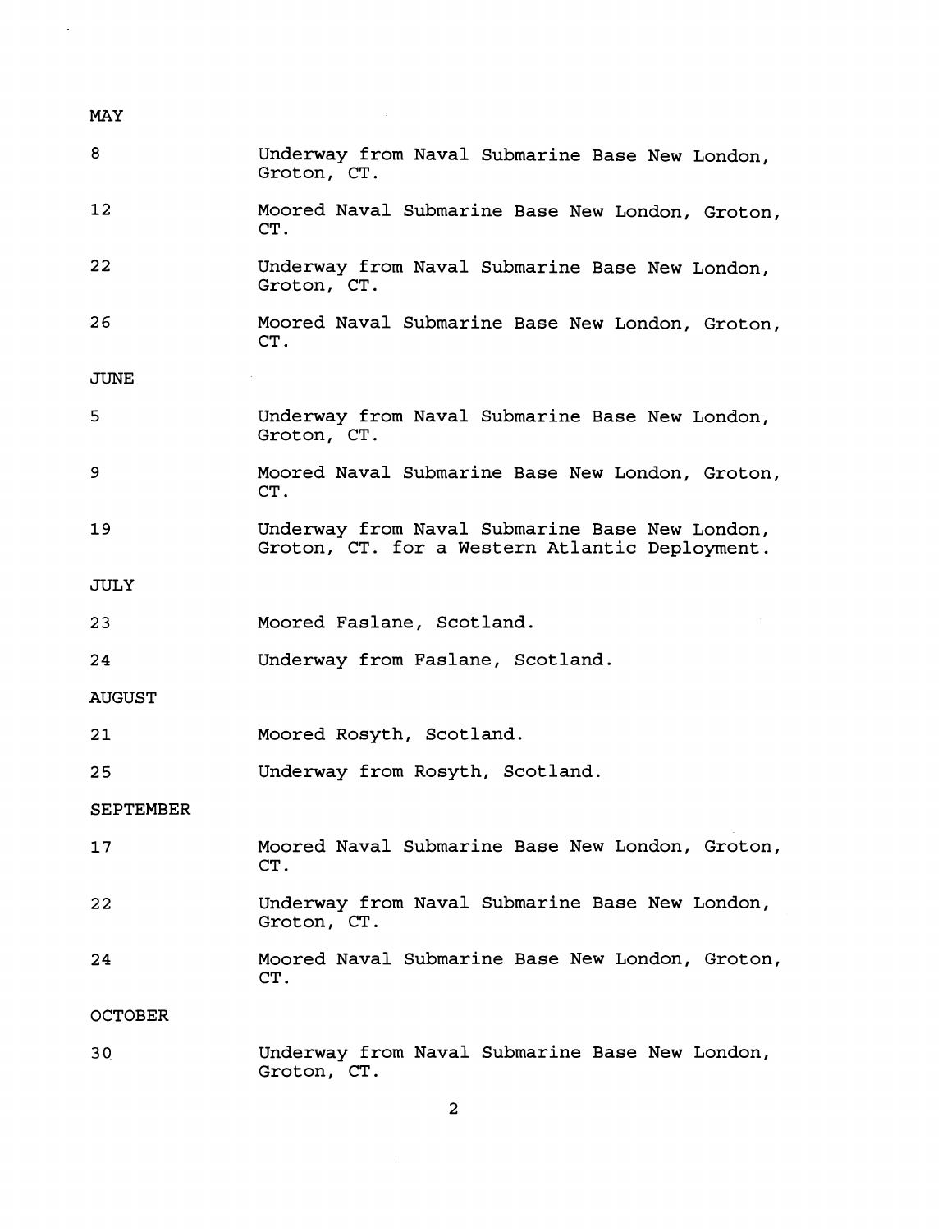MAY

| | |
|---|---|
| 8 | Underway from Naval Submarine Base New London, Groton, CT. |
| 12 | Moored Naval Submarine Base New London, Groton, CT. |
| 22 | Underway from Naval Submarine Base New London, Groton, CT. |
| 26 | Moored Naval Submarine Base New London, Groton, CT. |

JUNE

| | |
|---|---|
| 5 | Underway from Naval Submarine Base New London, Groton, CT. |
| 9 | Moored Naval Submarine Base New London, Groton, CT. |
| 19 | Underway from Naval Submarine Base New London, Groton, CT. for a Western Atlantic Deployment. |

JULY

| | |
|---|---|
| 23 | Moored Faslane, Scotland. |
| 24 | Underway from Faslane, Scotland. |

AUGUST

| | |
|---|---|
| 21 | Moored Rosyth, Scotland. |
| 25 | Underway from Rosyth, Scotland. |

SEPTEMBER

| | |
|---|---|
| 17 | Moored Naval Submarine Base New London, Groton, CT. |
| 22 | Underway from Naval Submarine Base New London, Groton, CT. |
| 24 | Moored Naval Submarine Base New London, Groton, CT. |

OCTOBER

| | |
|---|---|
| 30 | Underway from Naval Submarine Base New London, Groton, CT. |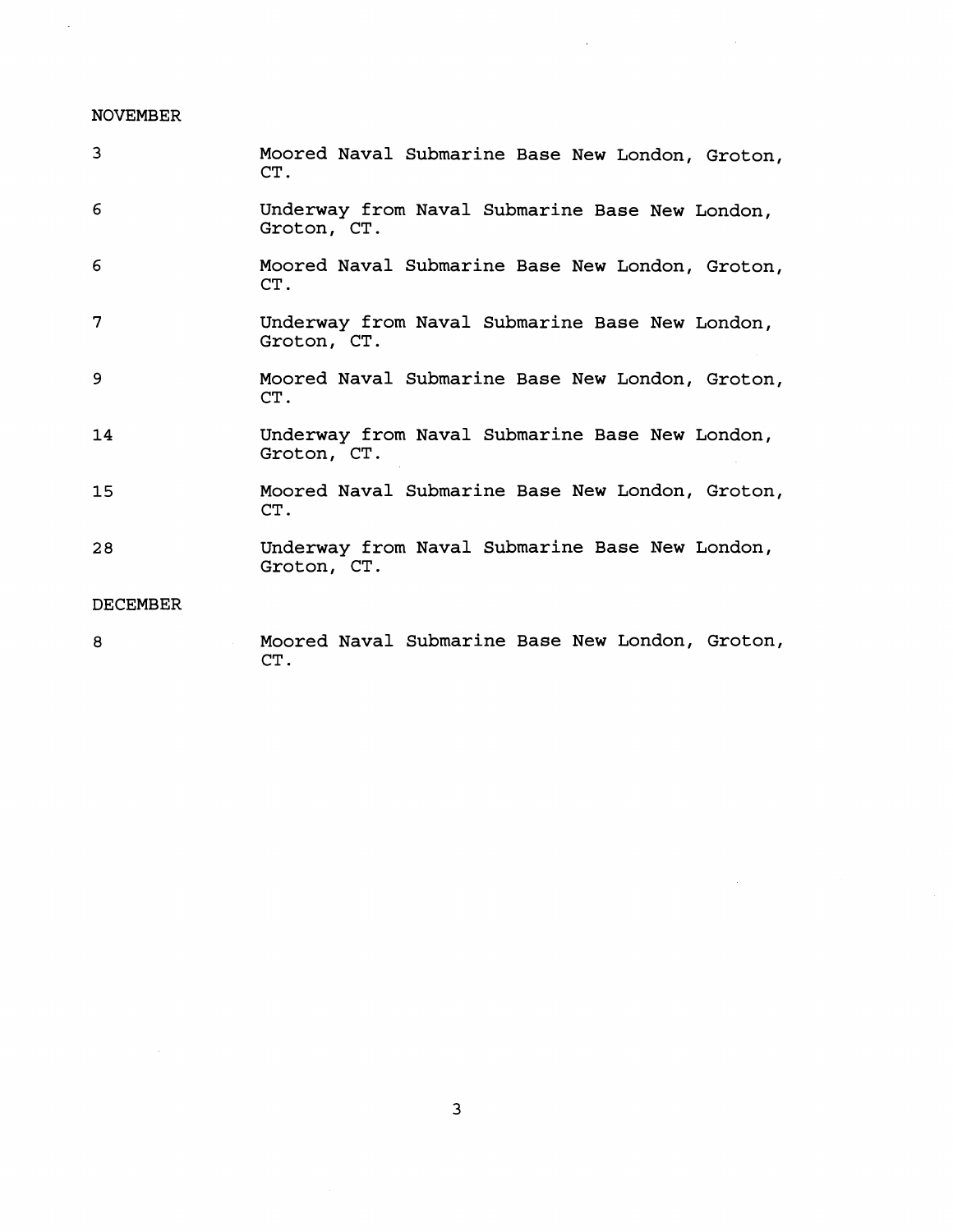NOVEMBER

| | |
|---|---|
| 3 | Moored Naval Submarine Base New London, Groton, CT. |
| 6 | Underway from Naval Submarine Base New London, Groton, CT. |
| 6 | Moored Naval Submarine Base New London, Groton, CT. |
| 7 | Underway from Naval Submarine Base New London, Groton, CT. |
| 9 | Moored Naval Submarine Base New London, Groton, CT. |
| 14 | Underway from Naval Submarine Base New London, Groton, CT. |
| 15 | Moored Naval Submarine Base New London, Groton, CT. |
| 28 | Underway from Naval Submarine Base New London, Groton, CT. |

DECEMBER

| | |
|---|---|
| 8 | Moored Naval Submarine Base New London, Groton, CT. |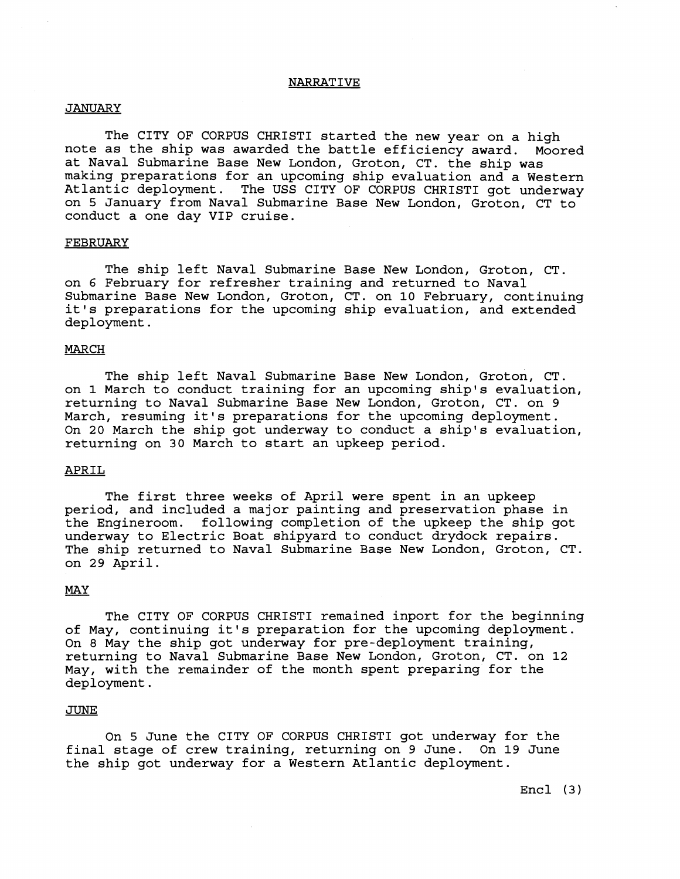# NARRATIVE

## JANUARY

The CITY OF CORPUS CHRISTI started the new year on a high note as the ship was awarded the battle efficiency award. Moored at Naval Submarine Base New London, Groton, CT. the ship was making preparations for an upcoming ship evaluation and a Western Atlantic deployment. The USS CITY OF CORPUS CHRISTI got underway on 5 January from Naval Submarine Base New London, Groton, CT to conduct a one day VIP cruise.

## FEBRUARY

The ship left Naval Submarine Base New London, Groton, CT. on 6 February for refresher training and returned to Naval Submarine Base New London, Groton, CT. on 10 February, continuing it's preparations for the upcoming ship evaluation, and extended deployment.

## MARCH

The ship left Naval Submarine Base New London, Groton, CT. on 1 March to conduct training for an upcoming ship's evaluation, returning to Naval Submarine Base New London, Groton, CT. on 9 March, resuming it's preparations for the upcoming deployment. On 20 March the ship got underway to conduct a ship's evaluation, returning on 30 March to start an upkeep period.

## APRIL

The first three weeks of April were spent in an upkeep period, and included a major painting and preservation phase in the Engineroom. following completion of the upkeep the ship got underway to Electric Boat shipyard to conduct drydock repairs. The ship returned to Naval Submarine Base New London, Groton, CT. on 29 April.

## MAY

The CITY OF CORPUS CHRISTI remained inport for the beginning of May, continuing it's preparation for the upcoming deployment. On 8 May the ship got underway for pre-deployment training, returning to Naval Submarine Base New London, Groton, CT. on 12 May, with the remainder of the month spent preparing for the deployment.

## JUNE

On 5 June the CITY OF CORPUS CHRISTI got underway for the final stage of crew training, returning on 9 June. On 19 June the ship got underway for a Western Atlantic deployment.

Encl (3)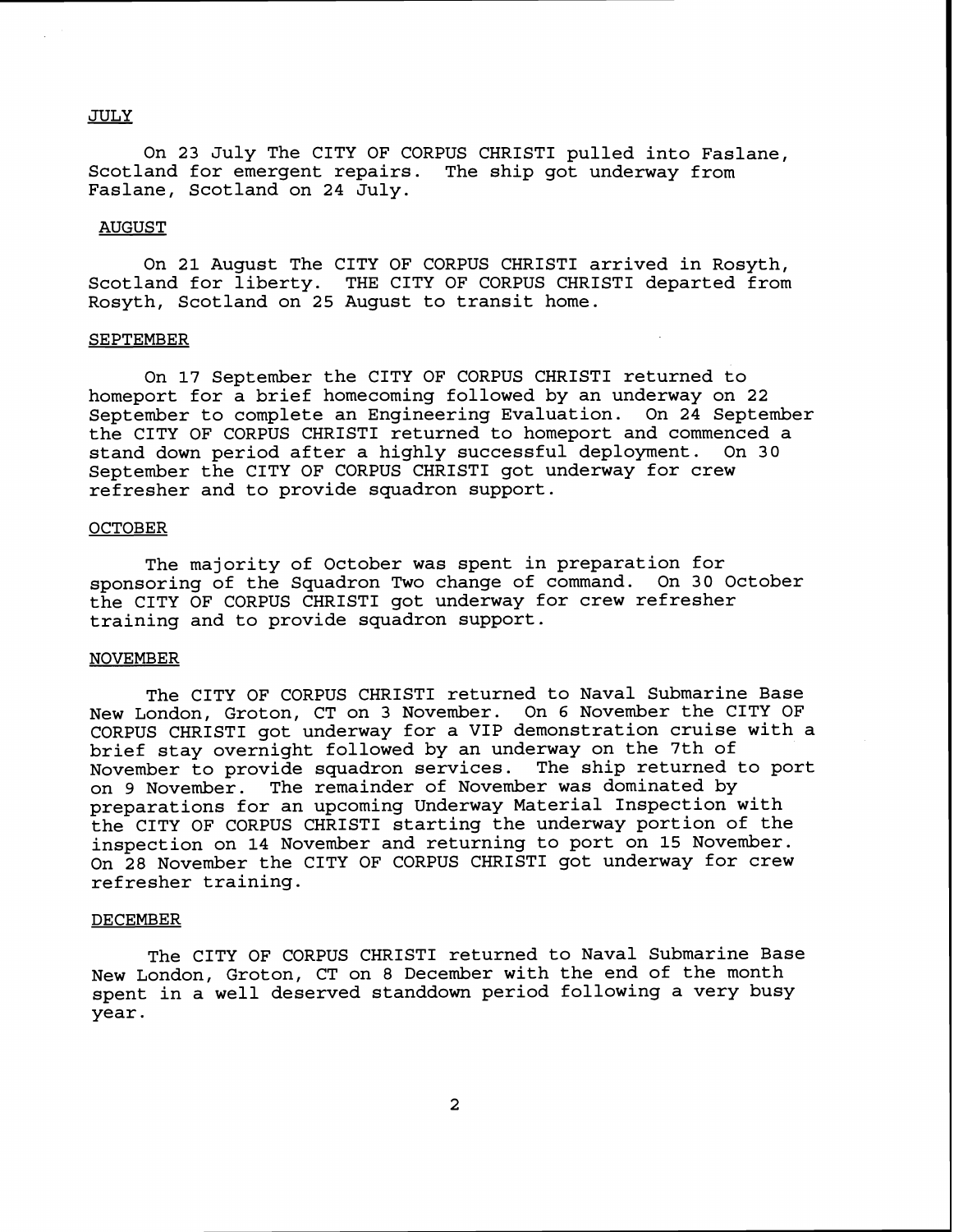## JULY

On 23 July The CITY OF CORPUS CHRISTI pulled into Faslane, Scotland for emergent repairs. The ship got underway from Faslane, Scotland on 24 July.

## AUGUST

On 21 August The CITY OF CORPUS CHRISTI arrived in Rosyth, Scotland for liberty. THE CITY OF CORPUS CHRISTI departed from Rosyth, Scotland on 25 August to transit home.

## SEPTEMBER

On 17 September the CITY OF CORPUS CHRISTI returned to homeport for a brief homecoming followed by an underway on 22 September to complete an Engineering Evaluation. On 24 September the CITY OF CORPUS CHRISTI returned to homeport and commenced a stand down period after a highly successful deployment. On 30 September the CITY OF CORPUS CHRISTI got underway for crew refresher and to provide squadron support.

## OCTOBER

The majority of October was spent in preparation for sponsoring of the Squadron Two change of command. On 30 October the CITY OF CORPUS CHRISTI got underway for crew refresher training and to provide squadron support.

## NOVEMBER

The CITY OF CORPUS CHRISTI returned to Naval Submarine Base New London, Groton, CT on 3 November. On 6 November the CITY OF CORPUS CHRISTI got underway for a VIP demonstration cruise with a brief stay overnight followed by an underway on the 7th of November to provide squadron services. The ship returned to port on 9 November. The remainder of November was dominated by preparations for an upcoming Underway Material Inspection with the CITY OF CORPUS CHRISTI starting the underway portion of the inspection on 14 November and returning to port on 15 November. On 28 November the CITY OF CORPUS CHRISTI got underway for crew refresher training.

## DECEMBER

The CITY OF CORPUS CHRISTI returned to Naval Submarine Base New London, Groton, CT on 8 December with the end of the month spent in a well deserved standdown period following a very busy year.